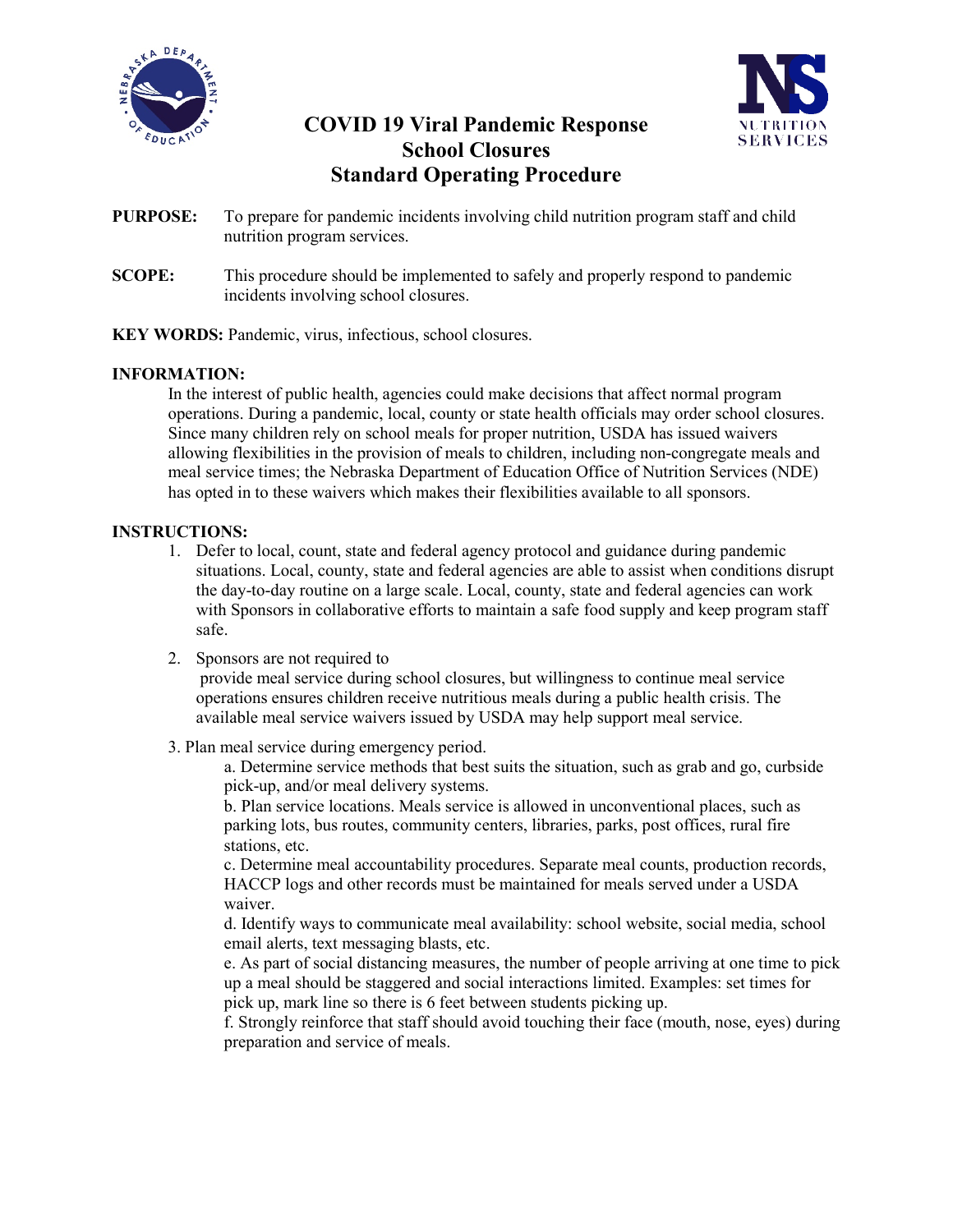# COVID 19 Viral Pandemic Response
# School Closures
# Standard Operating Procedure

**PURPOSE:** To prepare for pandemic incidents involving child nutrition program staff and child nutrition program services.

**SCOPE:** This procedure should be implemented to safely and properly respond to pandemic incidents involving school closures.

**KEY WORDS:** Pandemic, virus, infectious, school closures.

**INFORMATION:**

In the interest of public health, agencies could make decisions that affect normal program operations. During a pandemic, local, county or state health officials may order school closures. Since many children rely on school meals for proper nutrition, USDA has issued waivers allowing flexibilities in the provision of meals to children, including non-congregate meals and meal service times; the Nebraska Department of Education Office of Nutrition Services (NDE) has opted in to these waivers which makes their flexibilities available to all sponsors.

**INSTRUCTIONS:**

1. Defer to local, count, state and federal agency protocol and guidance during pandemic situations. Local, county, state and federal agencies are able to assist when conditions disrupt the day-to-day routine on a large scale. Local, county, state and federal agencies can work with Sponsors in collaborative efforts to maintain a safe food supply and keep program staff safe.
2. Sponsors are not required to provide meal service during school closures, but willingness to continue meal service operations ensures children receive nutritious meals during a public health crisis. The available meal service waivers issued by USDA may help support meal service.
3. Plan meal service during emergency period.
   - a. Determine service methods that best suits the situation, such as grab and go, curbside pick-up, and/or meal delivery systems.
   - b. Plan service locations. Meals service is allowed in unconventional places, such as parking lots, bus routes, community centers, libraries, parks, post offices, rural fire stations, etc.
   - c. Determine meal accountability procedures. Separate meal counts, production records, HACCP logs and other records must be maintained for meals served under a USDA waiver.
   - d. Identify ways to communicate meal availability: school website, social media, school email alerts, text messaging blasts, etc.
   - e. As part of social distancing measures, the number of people arriving at one time to pick up a meal should be staggered and social interactions limited. Examples: set times for pick up, mark line so there is 6 feet between students picking up.
   - f. Strongly reinforce that staff should avoid touching their face (mouth, nose, eyes) during preparation and service of meals.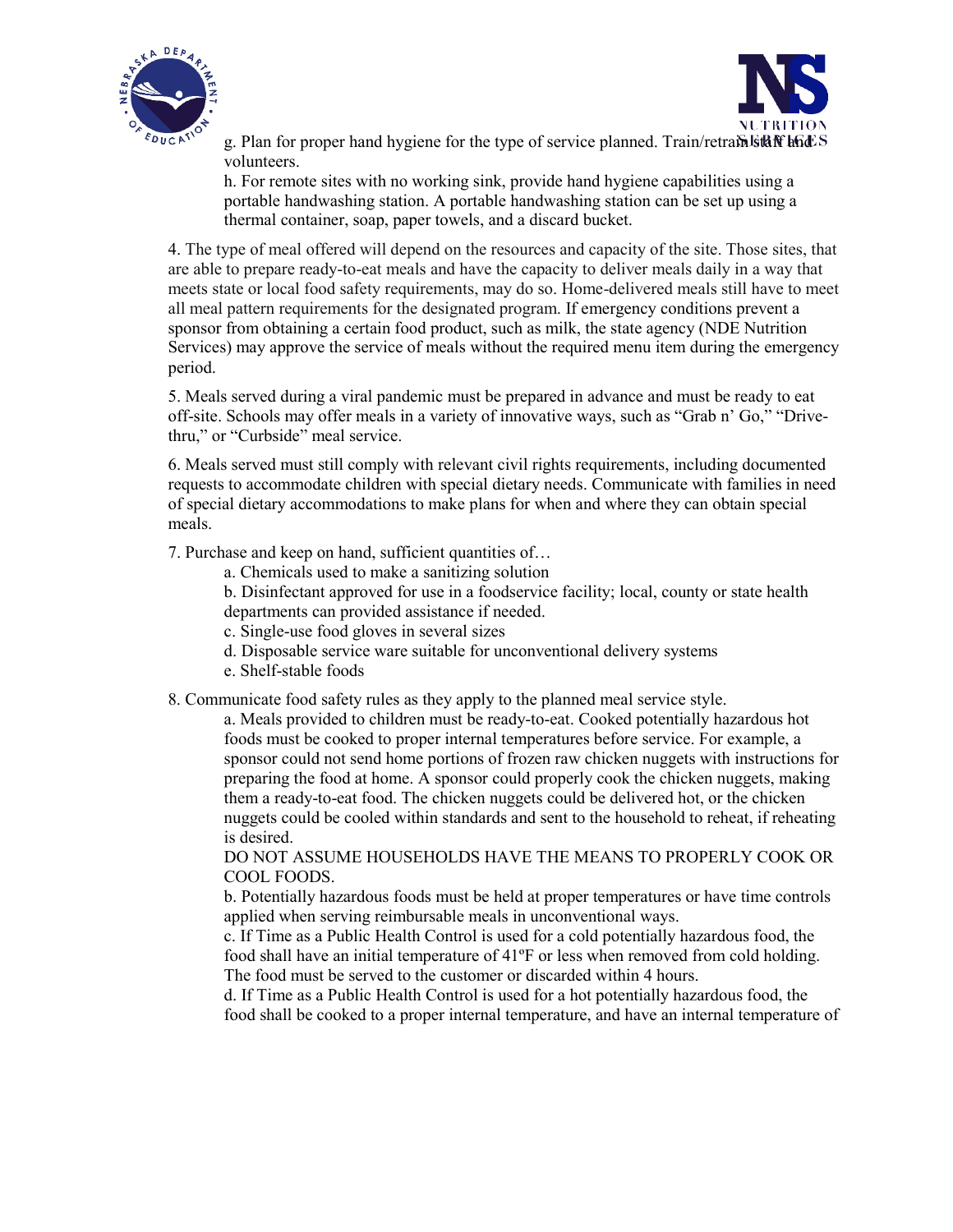g. Plan for proper hand hygiene for the type of service planned. Train/retrain staff and volunteers.

h. For remote sites with no working sink, provide hand hygiene capabilities using a portable handwashing station. A portable handwashing station can be set up using a thermal container, soap, paper towels, and a discard bucket.

4. The type of meal offered will depend on the resources and capacity of the site. Those sites, that are able to prepare ready-to-eat meals and have the capacity to deliver meals daily in a way that meets state or local food safety requirements, may do so. Home-delivered meals still have to meet all meal pattern requirements for the designated program. If emergency conditions prevent a sponsor from obtaining a certain food product, such as milk, the state agency (NDE Nutrition Services) may approve the service of meals without the required menu item during the emergency period.

5. Meals served during a viral pandemic must be prepared in advance and must be ready to eat off-site. Schools may offer meals in a variety of innovative ways, such as “Grab n’ Go,” “Drive-thru,” or “Curbside” meal service.

6. Meals served must still comply with relevant civil rights requirements, including documented requests to accommodate children with special dietary needs. Communicate with families in need of special dietary accommodations to make plans for when and where they can obtain special meals.

7. Purchase and keep on hand, sufficient quantities of…

a. Chemicals used to make a sanitizing solution

b. Disinfectant approved for use in a foodservice facility; local, county or state health departments can provided assistance if needed.

c. Single-use food gloves in several sizes

d. Disposable service ware suitable for unconventional delivery systems

e. Shelf-stable foods

8. Communicate food safety rules as they apply to the planned meal service style.

a. Meals provided to children must be ready-to-eat. Cooked potentially hazardous hot foods must be cooked to proper internal temperatures before service. For example, a sponsor could not send home portions of frozen raw chicken nuggets with instructions for preparing the food at home. A sponsor could properly cook the chicken nuggets, making them a ready-to-eat food. The chicken nuggets could be delivered hot, or the chicken nuggets could be cooled within standards and sent to the household to reheat, if reheating is desired.

DO NOT ASSUME HOUSEHOLDS HAVE THE MEANS TO PROPERLY COOK OR COOL FOODS.

b. Potentially hazardous foods must be held at proper temperatures or have time controls applied when serving reimbursable meals in unconventional ways.

c. If Time as a Public Health Control is used for a cold potentially hazardous food, the food shall have an initial temperature of 41ºF or less when removed from cold holding. The food must be served to the customer or discarded within 4 hours.

d. If Time as a Public Health Control is used for a hot potentially hazardous food, the food shall be cooked to a proper internal temperature, and have an internal temperature of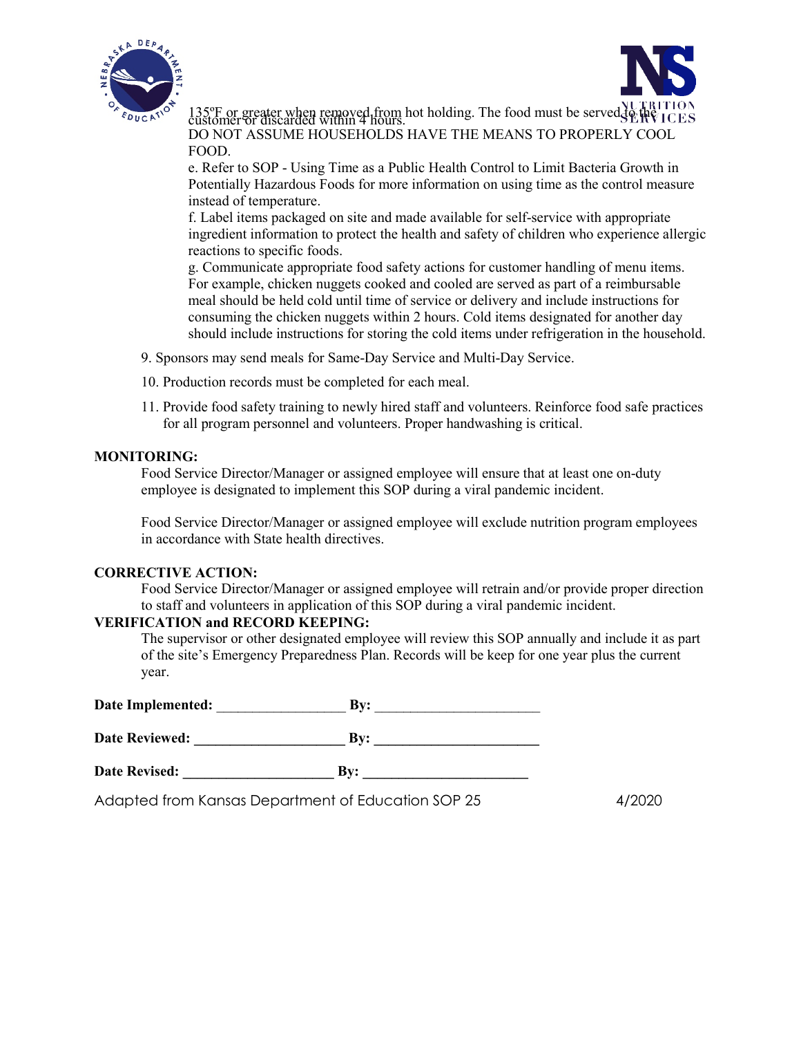135ºF or greater when removed from hot holding. The food must be served to the customer or discarded within 4 hours. DO NOT ASSUME HOUSEHOLDS HAVE THE MEANS TO PROPERLY COOL FOOD.

e. Refer to SOP - Using Time as a Public Health Control to Limit Bacteria Growth in Potentially Hazardous Foods for more information on using time as the control measure instead of temperature.

f. Label items packaged on site and made available for self-service with appropriate ingredient information to protect the health and safety of children who experience allergic reactions to specific foods.

g. Communicate appropriate food safety actions for customer handling of menu items. For example, chicken nuggets cooked and cooled are served as part of a reimbursable meal should be held cold until time of service or delivery and include instructions for consuming the chicken nuggets within 2 hours. Cold items designated for another day should include instructions for storing the cold items under refrigeration in the household.

9. Sponsors may send meals for Same-Day Service and Multi-Day Service.

10. Production records must be completed for each meal.

11. Provide food safety training to newly hired staff and volunteers. Reinforce food safe practices for all program personnel and volunteers. Proper handwashing is critical.

**MONITORING:**

Food Service Director/Manager or assigned employee will ensure that at least one on-duty employee is designated to implement this SOP during a viral pandemic incident.

Food Service Director/Manager or assigned employee will exclude nutrition program employees in accordance with State health directives.

**CORRECTIVE ACTION:**

Food Service Director/Manager or assigned employee will retrain and/or provide proper direction to staff and volunteers in application of this SOP during a viral pandemic incident.

**VERIFICATION and RECORD KEEPING:**

The supervisor or other designated employee will review this SOP annually and include it as part of the site's Emergency Preparedness Plan. Records will be keep for one year plus the current year.

**Date Implemented:** __________________ **By:** _______________________

**Date Reviewed:** ____________________ **By:** _______________________

**Date Revised:** ____________________ **By:** _______________________

Adapted from Kansas Department of Education SOP 25 4/2020